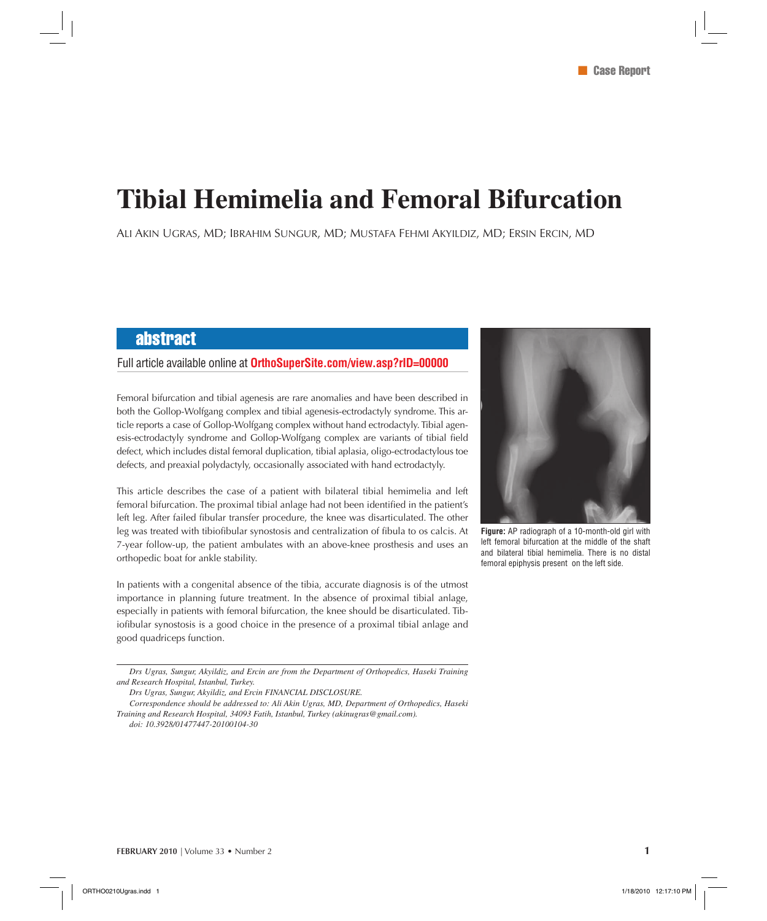Case Report

# Tibial Hemimelia and Femoral Bifurcation

Ali Akin Ugras, MD; Ibrahim Sungur, MD; Mustafa Fehmi Akyildiz, MD; Ersin Ercin, MD

## abstract

Full article available online at **OrthoSuperSite.com/view.asp?rID=00000**

Femoral bifurcation and tibial agenesis are rare anomalies and have been described in both the Gollop-Wolfgang complex and tibial agenesis-ectrodactyly syndrome. This article reports a case of Gollop-Wolfgang complex without hand ectrodactyly. Tibial agenesis-ectrodactyly syndrome and Gollop-Wolfgang complex are variants of tibial field defect, which includes distal femoral duplication, tibial aplasia, oligo-ectrodactylous toe defects, and preaxial polydactyly, occasionally associated with hand ectrodactyly.

This article describes the case of a patient with bilateral tibial hemimelia and left femoral bifurcation. The proximal tibial anlage had not been identified in the patient's left leg. After failed fibular transfer procedure, the knee was disarticulated. The other leg was treated with tibiofibular synostosis and centralization of fibula to os calcis. At 7-year follow-up, the patient ambulates with an above-knee prosthesis and uses an orthopedic boat for ankle stability.

In patients with a congenital absence of the tibia, accurate diagnosis is of the utmost importance in planning future treatment. In the absence of proximal tibial anlage, especially in patients with femoral bifurcation, the knee should be disarticulated. Tibiofibular synostosis is a good choice in the presence of a proximal tibial anlage and good quadriceps function.

**Figure:** AP radiograph of a 10-month-old girl with left femoral bifurcation at the middle of the shaft and bilateral tibial hemimelia. There is no distal femoral epiphysis present on the left side.

*Drs Ugras, Sungur, Akyildiz, and Ercin are from the Department of Orthopedics, Haseki Training and Research Hospital, Istanbul, Turkey.*

*Drs Ugras, Sungur, Akyildiz, and Ercin FINANCIAL DISCLOSURE.*

*Correspondence should be addressed to: Ali Akin Ugras, MD, Department of Orthopedics, Haseki Training and Research Hospital, 34093 Fatih, Istanbul, Turkey (akinugras@gmail.com).*

*doi: 10.3928/01477447-20100104-30*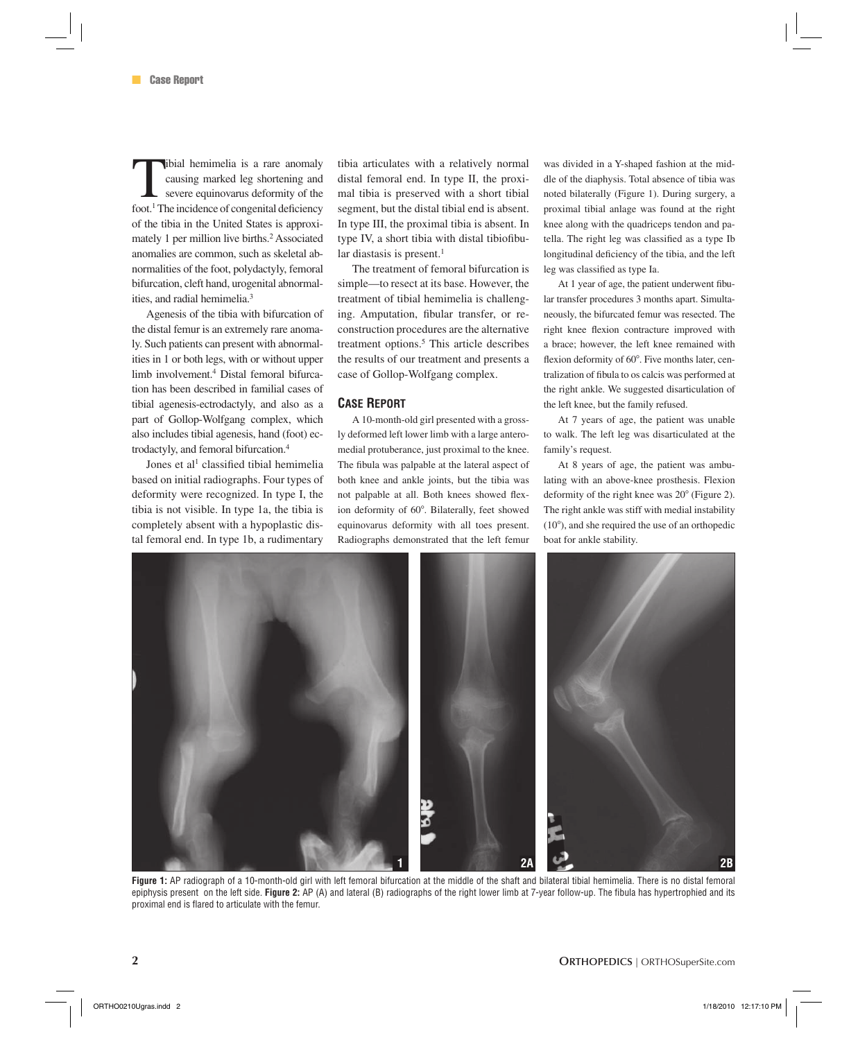Tibial hemimelia is a rare anomaly causing marked leg shortening and severe equinovarus deformity of the foot.[1] The incidence of congenital deficiency of the tibia in the United States is approximately 1 per million live births.[2] Associated anomalies are common, such as skeletal abnormalities of the foot, polydactyly, femoral bifurcation, cleft hand, urogenital abnormalities, and radial hemimelia.[3]

Agenesis of the tibia with bifurcation of the distal femur is an extremely rare anomaly. Such patients can present with abnormalities in 1 or both legs, with or without upper limb involvement.[4] Distal femoral bifurcation has been described in familial cases of tibial agenesis-ectrodactyly, and also as a part of Gollop-Wolfgang complex, which also includes tibial agenesis, hand (foot) ectrodactyly, and femoral bifurcation.[4]

Jones et al[1] classified tibial hemimelia based on initial radiographs. Four types of deformity were recognized. In type I, the tibia is not visible. In type 1a, the tibia is completely absent with a hypoplastic distal femoral end. In type 1b, a rudimentary tibia articulates with a relatively normal distal femoral end. In type II, the proximal tibia is preserved with a short tibial segment, but the distal tibial end is absent. In type III, the proximal tibia is absent. In type IV, a short tibia with distal tibiofibular diastasis is present.[1]

The treatment of femoral bifurcation is simple—to resect at its base. However, the treatment of tibial hemimelia is challenging. Amputation, fibular transfer, or reconstruction procedures are the alternative treatment options.[5] This article describes the results of our treatment and presents a case of Gollop-Wolfgang complex.

## Case Report

A 10-month-old girl presented with a grossly deformed left lower limb with a large anteromedial protuberance, just proximal to the knee. The fibula was palpable at the lateral aspect of both knee and ankle joints, but the tibia was not palpable at all. Both knees showed flexion deformity of 60°. Bilaterally, feet showed equinovarus deformity with all toes present. Radiographs demonstrated that the left femur was divided in a Y-shaped fashion at the middle of the diaphysis. Total absence of tibia was noted bilaterally (Figure 1). During surgery, a proximal tibial anlage was found at the right knee along with the quadriceps tendon and patella. The right leg was classified as a type Ib longitudinal deficiency of the tibia, and the left leg was classified as type Ia.

At 1 year of age, the patient underwent fibular transfer procedures 3 months apart. Simultaneously, the bifurcated femur was resected. The right knee flexion contracture improved with a brace; however, the left knee remained with flexion deformity of 60°. Five months later, centralization of fibula to os calcis was performed at the right ankle. We suggested disarticulation of the left knee, but the family refused.

At 7 years of age, the patient was unable to walk. The left leg was disarticulated at the family's request.

At 8 years of age, the patient was ambulating with an above-knee prosthesis. Flexion deformity of the right knee was 20° (Figure 2). The right ankle was stiff with medial instability (10°), and she required the use of an orthopedic boot for ankle stability.

**Figure 1:** AP radiograph of a 10-month-old girl with left femoral bifurcation at the middle of the shaft and bilateral tibial hemimelia. There is no distal femoral epiphysis present on the left side. **Figure 2:** AP (A) and lateral (B) radiographs of the right lower limb at 7-year follow-up. The fibula has hypertrophied and its proximal end is flared to articulate with the femur.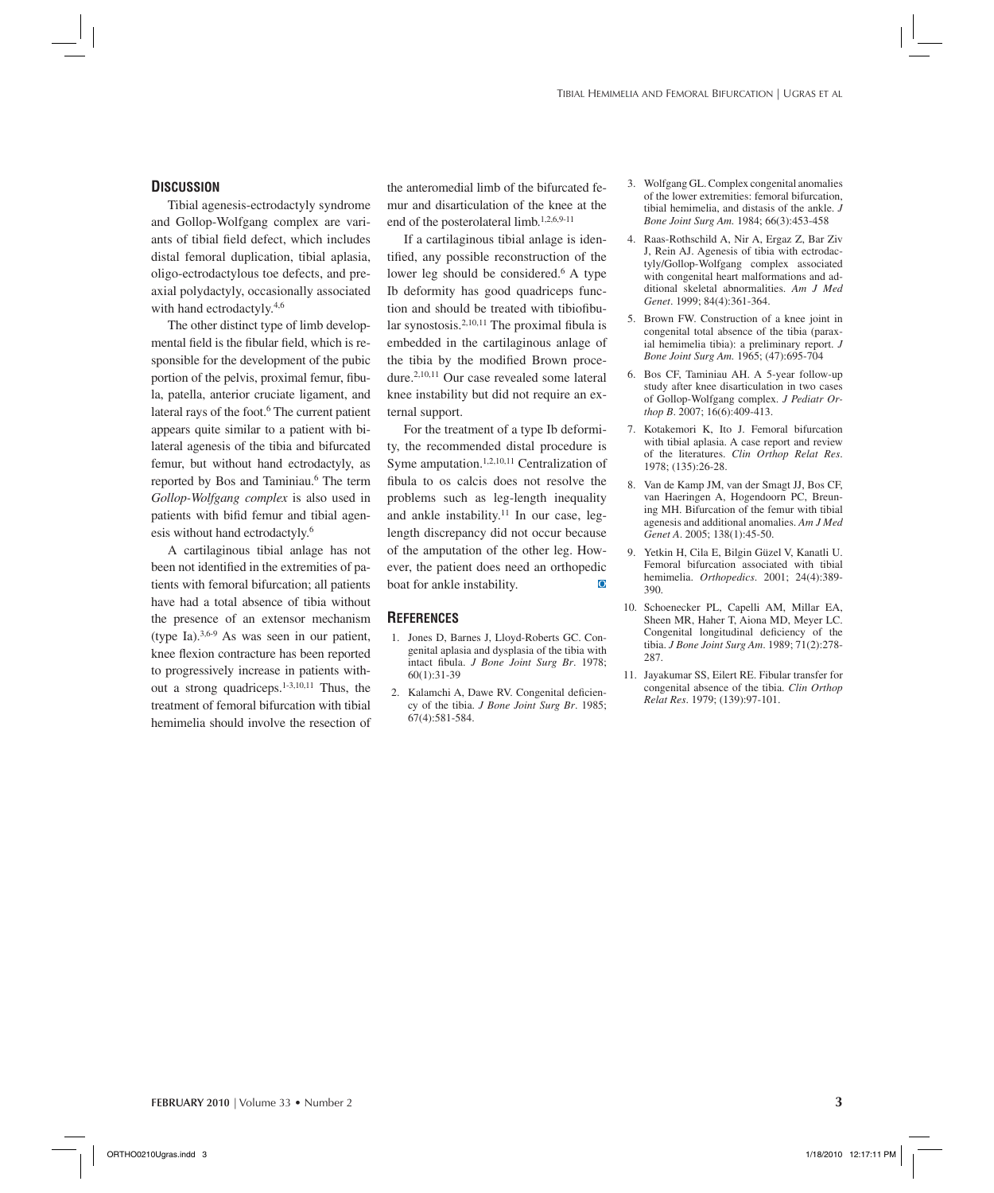## Discussion

Tibial agenesis-ectrodactyly syndrome and Gollop-Wolfgang complex are variants of tibial field defect, which includes distal femoral duplication, tibial aplasia, oligo-ectrodactylous toe defects, and preaxial polydactyly, occasionally associated with hand ectrodactyly.[4,6]

The other distinct type of limb developmental field is the fibular field, which is responsible for the development of the pubic portion of the pelvis, proximal femur, fibula, patella, anterior cruciate ligament, and lateral rays of the foot.[6] The current patient appears quite similar to a patient with bilateral agenesis of the tibia and bifurcated femur, but without hand ectrodactyly, as reported by Bos and Taminiau.[6] The term *Gollop-Wolfgang complex* is also used in patients with bifid femur and tibial agenesis without hand ectrodactyly.[6]

A cartilaginous tibial anlage has not been not identified in the extremities of patients with femoral bifurcation; all patients have had a total absence of tibia without the presence of an extensor mechanism (type Ia).[3,6-9] As was seen in our patient, knee flexion contracture has been reported to progressively increase in patients without a strong quadriceps.[1-3,10,11] Thus, the treatment of femoral bifurcation with tibial hemimelia should involve the resection of the anteromedial limb of the bifurcated femur and disarticulation of the knee at the end of the posterolateral limb.[1,2,6,9-11]

If a cartilaginous tibial anlage is identified, any possible reconstruction of the lower leg should be considered.[6] A type Ib deformity has good quadriceps function and should be treated with tibiofibular synostosis.[2,10,11] The proximal fibula is embedded in the cartilaginous anlage of the tibia by the modified Brown procedure.[2,10,11] Our case revealed some lateral knee instability but did not require an external support.

For the treatment of a type Ib deformity, the recommended distal procedure is Syme amputation.[1,2,10,11] Centralization of fibula to os calcis does not resolve the problems such as leg-length inequality and ankle instability.[11] In our case, leg-length discrepancy did not occur because of the amputation of the other leg. However, the patient does need an orthopedic boat for ankle instability.

## References

1. Jones D, Barnes J, Lloyd-Roberts GC. Congenital aplasia and dysplasia of the tibia with intact fibula. *J Bone Joint Surg Br*. 1978; 60(1):31-39
2. Kalamchi A, Dawe RV. Congenital deficiency of the tibia. *J Bone Joint Surg Br*. 1985; 67(4):581-584.
3. Wolfgang GL. Complex congenital anomalies of the lower extremities: femoral bifurcation, tibial hemimelia, and diastasis of the ankle. *J Bone Joint Surg Am*. 1984; 66(3):453-458
4. Raas-Rothschild A, Nir A, Ergaz Z, Bar Ziv J, Rein AJ. Agenesis of tibia with ectrodactyly/Gollop-Wolfgang complex associated with congenital heart malformations and additional skeletal abnormalities. *Am J Med Genet*. 1999; 84(4):361-364.
5. Brown FW. Construction of a knee joint in congenital total absence of the tibia (paraxial hemimelia tibia): a preliminary report. *J Bone Joint Surg Am*. 1965; (47):695-704
6. Bos CF, Taminiau AH. A 5-year follow-up study after knee disarticulation in two cases of Gollop-Wolfgang complex. *J Pediatr Orthop B*. 2007; 16(6):409-413.
7. Kotakemori K, Ito J. Femoral bifurcation with tibial aplasia. A case report and review of the literatures. *Clin Orthop Relat Res*. 1978; (135):26-28.
8. Van de Kamp JM, van der Smagt JJ, Bos CF, van Haeringen A, Hogendoorn PC, Breuning MH. Bifurcation of the femur with tibial agenesis and additional anomalies. *Am J Med Genet A*. 2005; 138(1):45-50.
9. Yetkin H, Cila E, Bilgin Güzel V, Kanatli U. Femoral bifurcation associated with tibial hemimelia. *Orthopedics*. 2001; 24(4):389-390.
10. Schoenecker PL, Capelli AM, Millar EA, Sheen MR, Haher T, Aiona MD, Meyer LC. Congenital longitudinal deficiency of the tibia. *J Bone Joint Surg Am*. 1989; 71(2):278-287.
11. Jayakumar SS, Eilert RE. Fibular transfer for congenital absence of the tibia. *Clin Orthop Relat Res*. 1979; (139):97-101.